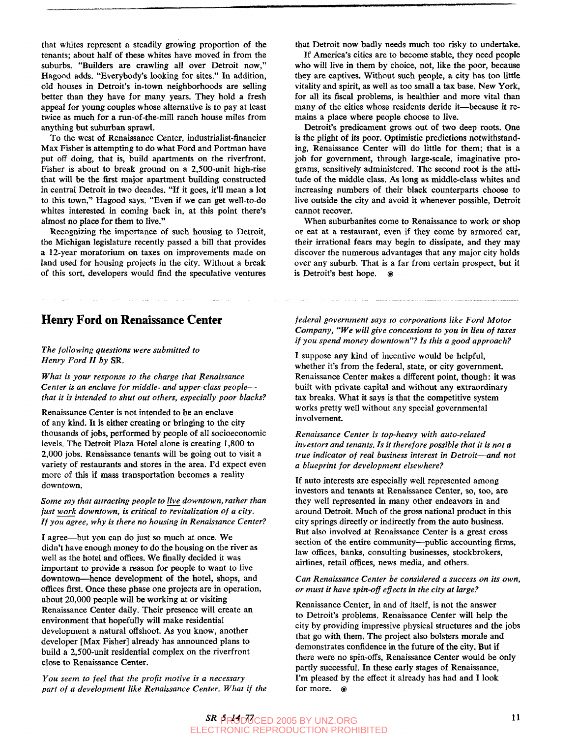that whites represent a steadily growing proportion of the tenants; about half of these whites have moved in from the suburbs. "Builders are crawling all over Detroit now," Hagood adds. "Everybody's looking for sites." In addition, old houses in Detroit's in-town neighborhoods are selling better than they have for many years. They hold a fresh appeal for young couples whose alternative is to pay at least twice as much for a run-of-the-mill ranch house miles from anything but suburban sprawl.

To the west of Renaissance Center, industrialist-financier Max Fisher is attempting to do what Ford and Portman have put off doing, that is, build apartments on the riverfront. Fisher is about to break ground on a 2,500-unit high-rise that will be the first major apartment building constructed in central Detroit in two decades. "If it goes, it'll mean a lot to this town," Hagood says. "Even if we can get well-to-do whites interested in coming back in, at this point there's almost no place for them to live."

Recognizing the importance of such housing to Detroit, the Michigan legislature recently passed a bill that provides a 12-year moratorium on taxes on improvements made on land used for housing projects in the city. Without a break of this sort, developers would find the speculative ventures that Detroit now badly needs much too risky to undertake.

If America's cities are to become stable, they need people who will live in them by choice, not, like the poor, because they are captives. Without such people, a city has too little vitality and spirit, as well as too small a tax base. New York, for all its fiscal problems, is healthier and more vital than many of the cities whose residents deride it—because it remains a place where people choose to live.

Detroit's predicament grows out of two deep roots. One is the plight of its poor. Optimistic predictions notwithstanding, Renaissance Center will do little for them; that is a job for government, through large-scale, imaginative programs, sensitively administered. The second root is the attitude of the middle class. As long as middle-class whites and increasing numbers of their black counterparts choose to live outside the city and avoid it whenever possible, Detroit cannot recover.

When suburbanites come to Renaissance to work or shop or eat at a restaurant, even if they come by armored car, their irrational fears may begin to dissipate, and they may discover the numerous advantages that any major city holds over any suburb. That is a far from certain prospect, but it is Detroit's best hope. ◉

## Henry Ford on Renaissance Center

*The following questions were submitted to Henry Ford II by SR.*

*What is your response to the charge that Renaissance Center is an enclave for middle- and upper-class people—that it is intended to shut out others, especially poor blacks?*

Renaissance Center is not intended to be an enclave of any kind. It is either creating or bringing to the city thousands of jobs, performed by people of all socioeconomic levels. The Detroit Plaza Hotel alone is creating 1,800 to 2,000 jobs. Renaissance tenants will be going out to visit a variety of restaurants and stores in the area. I'd expect even more of this if mass transportation becomes a reality downtown.

*Some say that attracting people to live downtown, rather than just work downtown, is critical to revitalization of a city. If you agree, why is there no housing in Renaissance Center?*

I agree—but you can do just so much at once. We didn't have enough money to do the housing on the river as well as the hotel and offices. We finally decided it was important to provide a reason for people to want to live downtown—hence development of the hotel, shops, and offices first. Once these phase one projects are in operation, about 20,000 people will be working at or visiting Renaissance Center daily. Their presence will create an environment that hopefully will make residential development a natural offshoot. As you know, another developer [Max Fisher] already has announced plans to build a 2,500-unit residential complex on the riverfront close to Renaissance Center.

*You seem to feel that the profit motive is a necessary part of a development like Renaissance Center. What if the federal government says to corporations like Ford Motor Company, "We will give concessions to you in lieu of taxes if you spend money downtown"? Is this a good approach?*

I suppose any kind of incentive would be helpful, whether it's from the federal, state, or city government. Renaissance Center makes a different point, though: it was built with private capital and without any extraordinary tax breaks. What it says is that the competitive system works pretty well without any special governmental involvement.

*Renaissance Center is top-heavy with auto-related investors and tenants. Is it therefore possible that it is not a true indicator of real business interest in Detroit—and not a blueprint for development elsewhere?*

If auto interests are especially well represented among investors and tenants at Renaissance Center, so, too, are they well represented in many other endeavors in and around Detroit. Much of the gross national product in this city springs directly or indirectly from the auto business. But also involved at Renaissance Center is a great cross section of the entire community—public accounting firms, law offices, banks, consulting businesses, stockbrokers, airlines, retail offices, news media, and others.

*Can Renaissance Center be considered a success on its own, or must it have spin-off effects in the city at large?*

Renaissance Center, in and of itself, is not the answer to Detroit's problems. Renaissance Center will help the city by providing impressive physical structures and the jobs that go with them. The project also bolsters morale and demonstrates confidence in the future of the city. But if there were no spin-offs, Renaissance Center would be only partly successful. In these early stages of Renaissance, I'm pleased by the effect it already has had and I look for more. ◉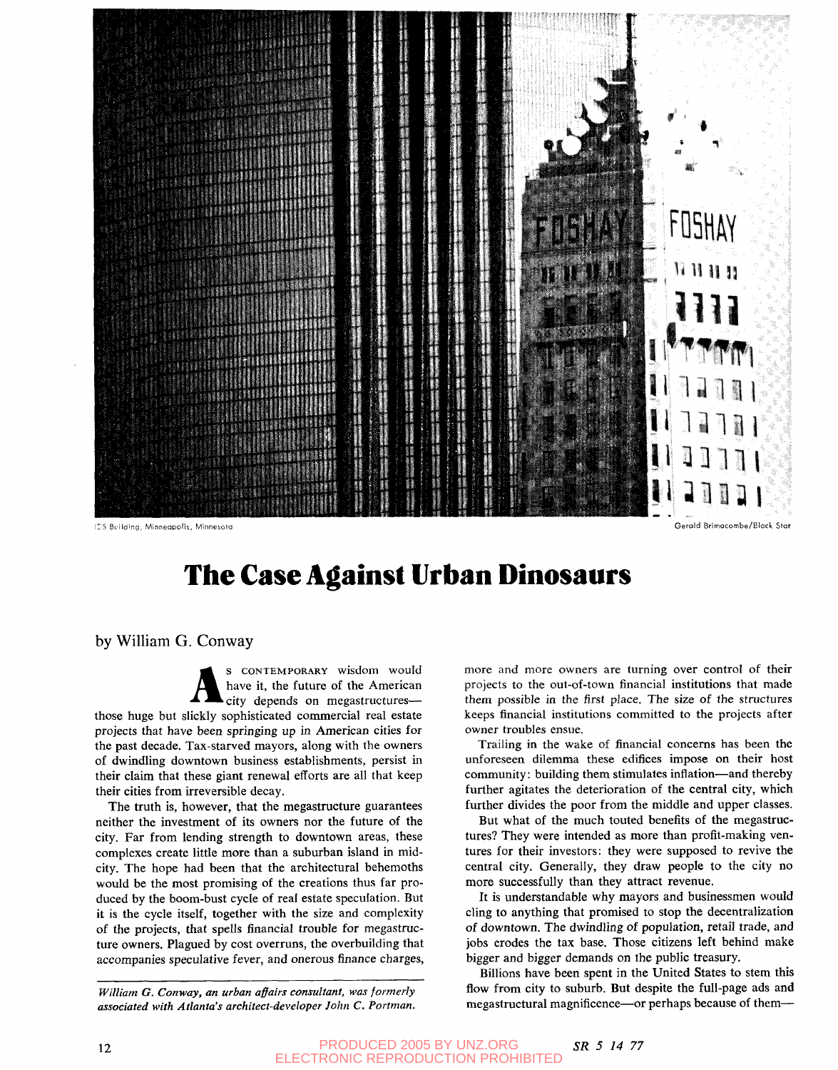IDS Building, Minneapolis, Minnesota

Gerald Brimacombe/Black Star

# The Case Against Urban Dinosaurs

by William G. Conway

As contemporary wisdom would have it, the future of the American city depends on megastructures—those huge but slickly sophisticated commercial real estate projects that have been springing up in American cities for the past decade. Tax-starved mayors, along with the owners of dwindling downtown business establishments, persist in their claim that these giant renewal efforts are all that keep their cities from irreversible decay.

The truth is, however, that the megastructure guarantees neither the investment of its owners nor the future of the city. Far from lending strength to downtown areas, these complexes create little more than a suburban island in mid-city. The hope had been that the architectural behemoths would be the most promising of the creations thus far produced by the boom-bust cycle of real estate speculation. But it is the cycle itself, together with the size and complexity of the projects, that spells financial trouble for megastructure owners. Plagued by cost overruns, the overbuilding that accompanies speculative fever, and onerous finance charges, more and more owners are turning over control of their projects to the out-of-town financial institutions that made them possible in the first place. The size of the structures keeps financial institutions committed to the projects after owner troubles ensue.

Trailing in the wake of financial concerns has been the unforeseen dilemma these edifices impose on their host community: building them stimulates inflation—and thereby further agitates the deterioration of the central city, which further divides the poor from the middle and upper classes.

But what of the much touted benefits of the megastructures? They were intended as more than profit-making ventures for their investors: they were supposed to revive the central city. Generally, they draw people to the city no more successfully than they attract revenue.

It is understandable why mayors and businessmen would cling to anything that promised to stop the decentralization of downtown. The dwindling of population, retail trade, and jobs erodes the tax base. Those citizens left behind make bigger and bigger demands on the public treasury.

Billions have been spent in the United States to stem this flow from city to suburb. But despite the full-page ads and megastructural magnificence—or perhaps because of them—

*William G. Conway, an urban affairs consultant, was formerly associated with Atlanta's architect-developer John C. Portman.*